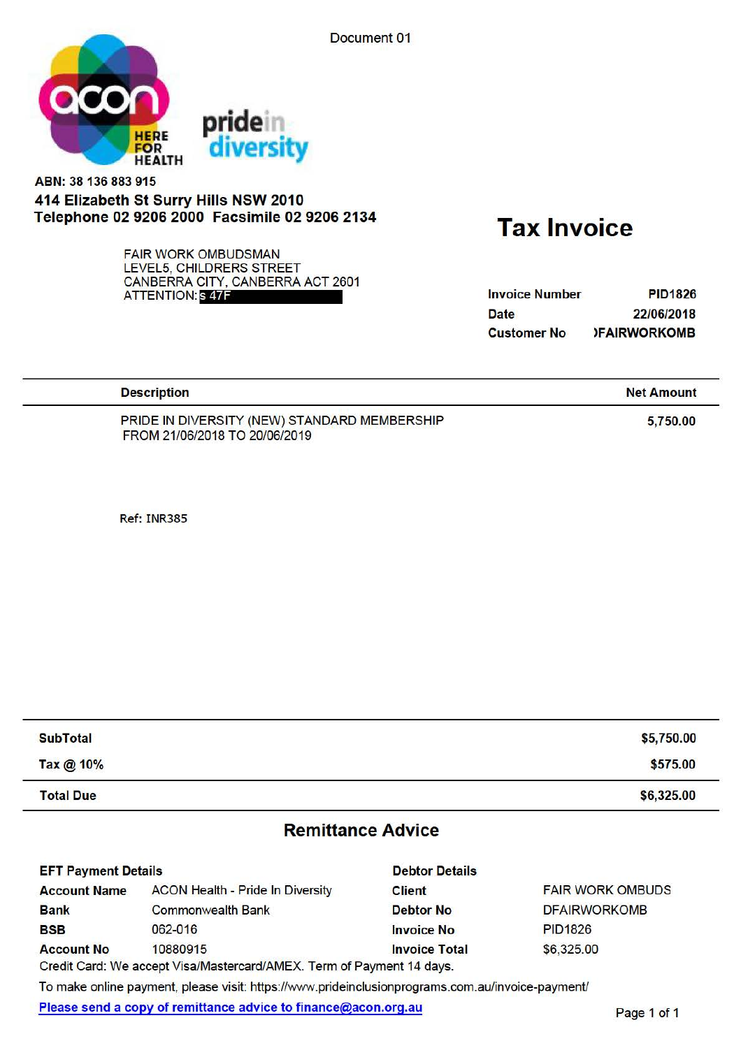Document 01

acon HERE FOR HEALTH

pride in diversity

ABN: 38 136 883 915

**414 Elizabeth St Surry Hills NSW 2010**
**Telephone 02 9206 2000 Facsimile 02 9206 2134**

# Tax Invoice

FAIR WORK OMBUDSMAN
LEVEL5, CHILDRERS STREET
CANBERRA CITY, CANBERRA ACT 2601
ATTENTION: s 47F

| | |
|---|---|
| **Invoice Number** | PID1826 |
| **Date** | 22/06/2018 |
| **Customer No** | )FAIRWORKOMB |

| Description | Net Amount |
|---|---|
| PRIDE IN DIVERSITY (NEW) STANDARD MEMBERSHIP FROM 21/06/2018 TO 20/06/2019 | 5,750.00 |

Ref: INR385

| | |
|---|---|
| **SubTotal** | **$5,750.00** |
| **Tax @ 10%** | **$575.00** |
| **Total Due** | **$6,325.00** |

## Remittance Advice

| EFT Payment Details | | Debtor Details | |
|---|---|---|---|
| **Account Name** | ACON Health - Pride In Diversity | **Client** | FAIR WORK OMBUDS |
| **Bank** | Commonwealth Bank | **Debtor No** | DFAIRWORKOMB |
| **BSB** | 062-016 | **Invoice No** | PID1826 |
| **Account No** | 10880915 | **Invoice Total** | $6,325.00 |

Credit Card: We accept Visa/Mastercard/AMEX. Term of Payment 14 days.

To make online payment, please visit: https://www.prideinclusionprograms.com.au/invoice-payment/

Please send a copy of remittance advice to finance@acon.org.au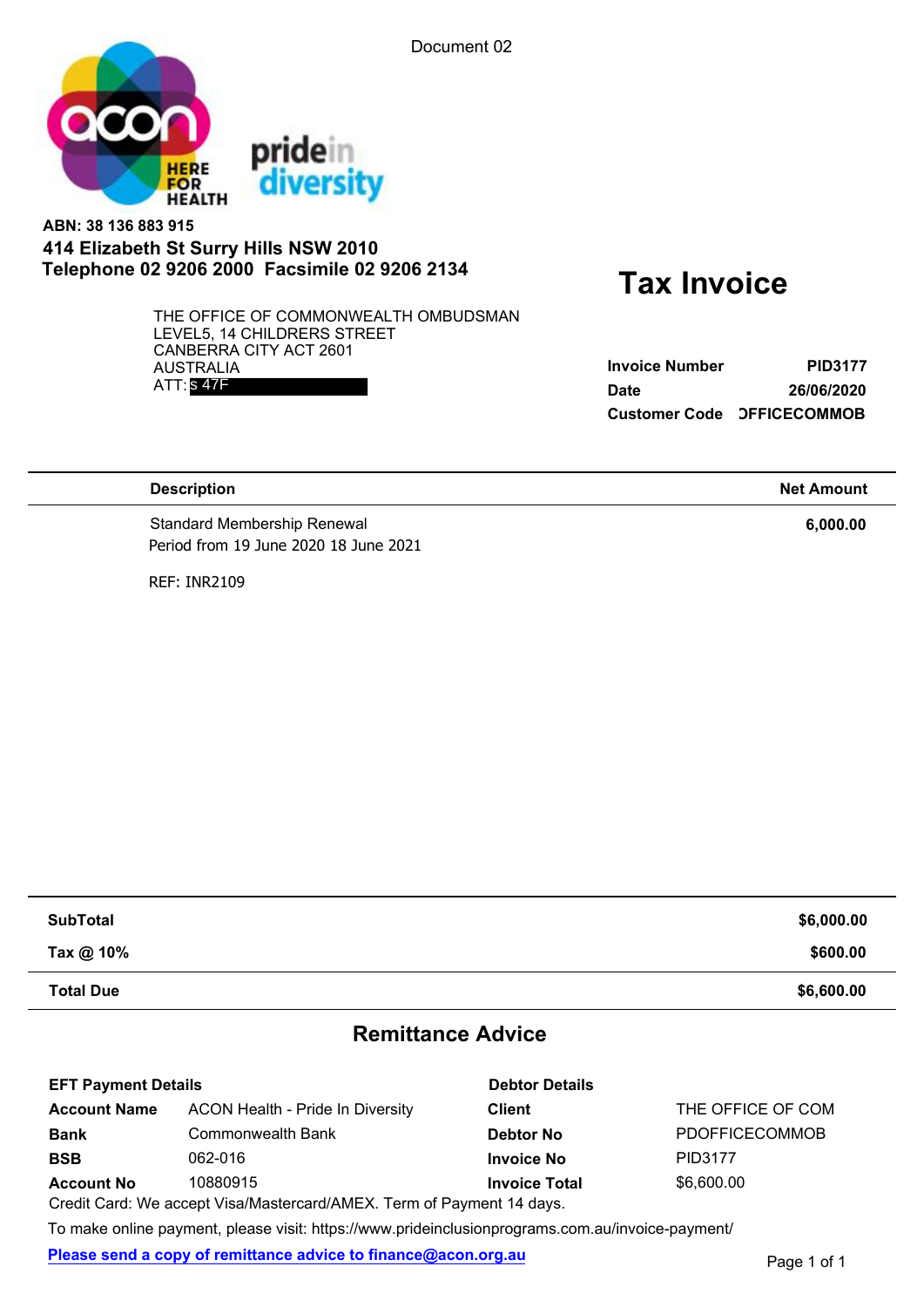Document 02

**ABN: 38 136 883 915**
**414 Elizabeth St Surry Hills NSW 2010**
**Telephone 02 9206 2000 Facsimile 02 9206 2134**

# Tax Invoice

THE OFFICE OF COMMONWEALTH OMBUDSMAN
LEVEL5, 14 CHILDRERS STREET
CANBERRA CITY ACT 2601
AUSTRALIA
ATT: s 47F

| | |
|---|---|
| **Invoice Number** | **PID3177** |
| **Date** | **26/06/2020** |
| **Customer Code** | **OFFICECOMMOB** |

| Description | Net Amount |
|---|---|
| Standard Membership Renewal<br>Period from 19 June 2020 18 June 2021<br><br>REF: INR2109 | **6,000.00** |

| | |
|---|---|
| **SubTotal** | **$6,000.00** |
| **Tax @ 10%** | **$600.00** |
| **Total Due** | **$6,600.00** |

## Remittance Advice

| **EFT Payment Details** | | **Debtor Details** | |
|---|---|---|---|
| **Account Name** | ACON Health - Pride In Diversity | **Client** | THE OFFICE OF COM |
| **Bank** | Commonwealth Bank | **Debtor No** | PDOFFICECOMMOB |
| **BSB** | 062-016 | **Invoice No** | PID3177 |
| **Account No** | 10880915 | **Invoice Total** | $6,600.00 |

Credit Card: We accept Visa/Mastercard/AMEX. Term of Payment 14 days.

To make online payment, please visit: https://www.prideinclusionprograms.com.au/invoice-payment/

**Please send a copy of remittance advice to finance@acon.org.au**